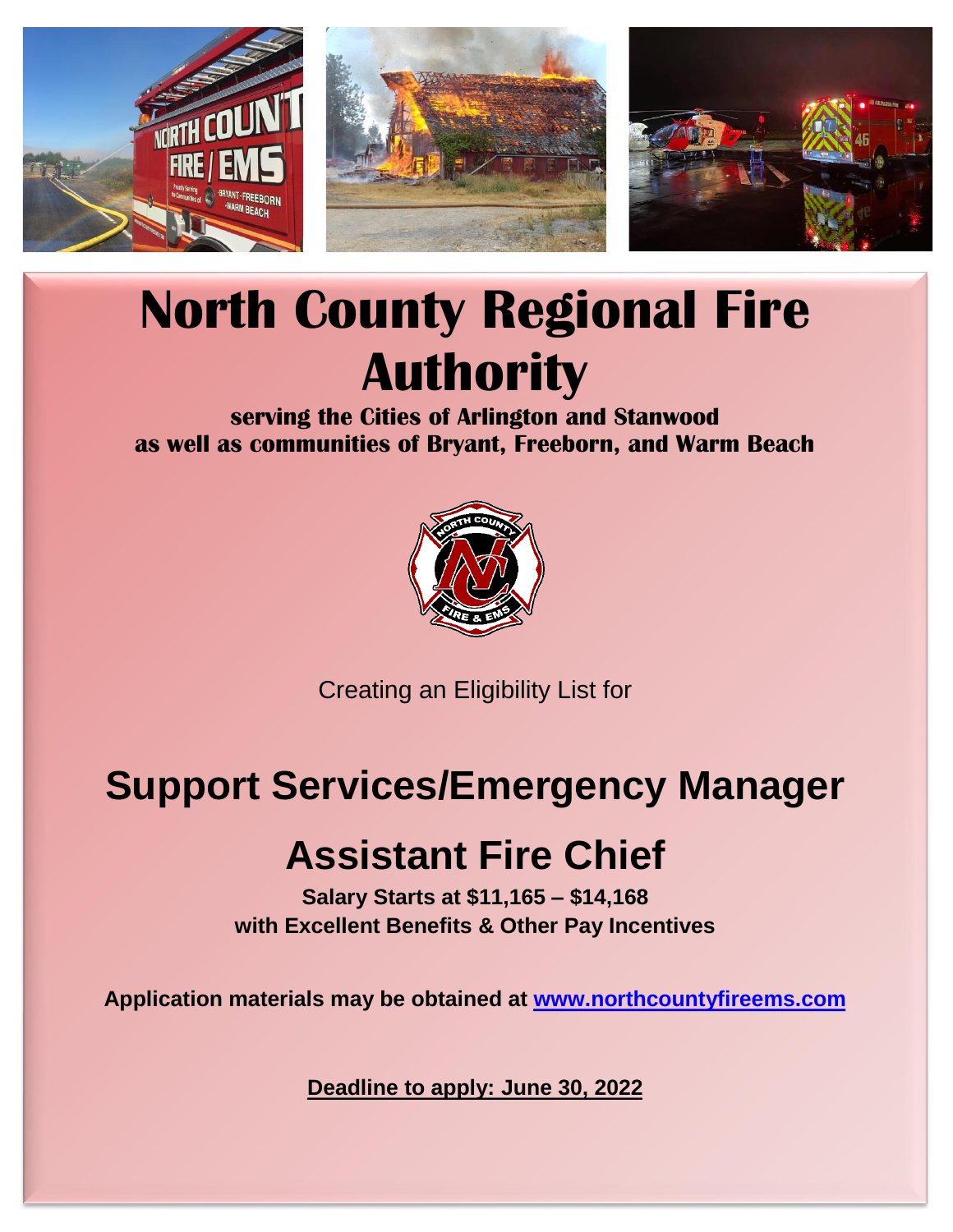# North County Regional Fire Authority

**serving the Cities of Arlington and Stanwood**
**as well as communities of Bryant, Freeborn, and Warm Beach**

Creating an Eligibility List for

## Support Services/Emergency Manager

## Assistant Fire Chief

**Salary Starts at $11,165 – $14,168**
**with Excellent Benefits & Other Pay Incentives**

**Application materials may be obtained at [www.northcountyfireems.com](http://www.northcountyfireems.com)**

**Deadline to apply: June 30, 2022**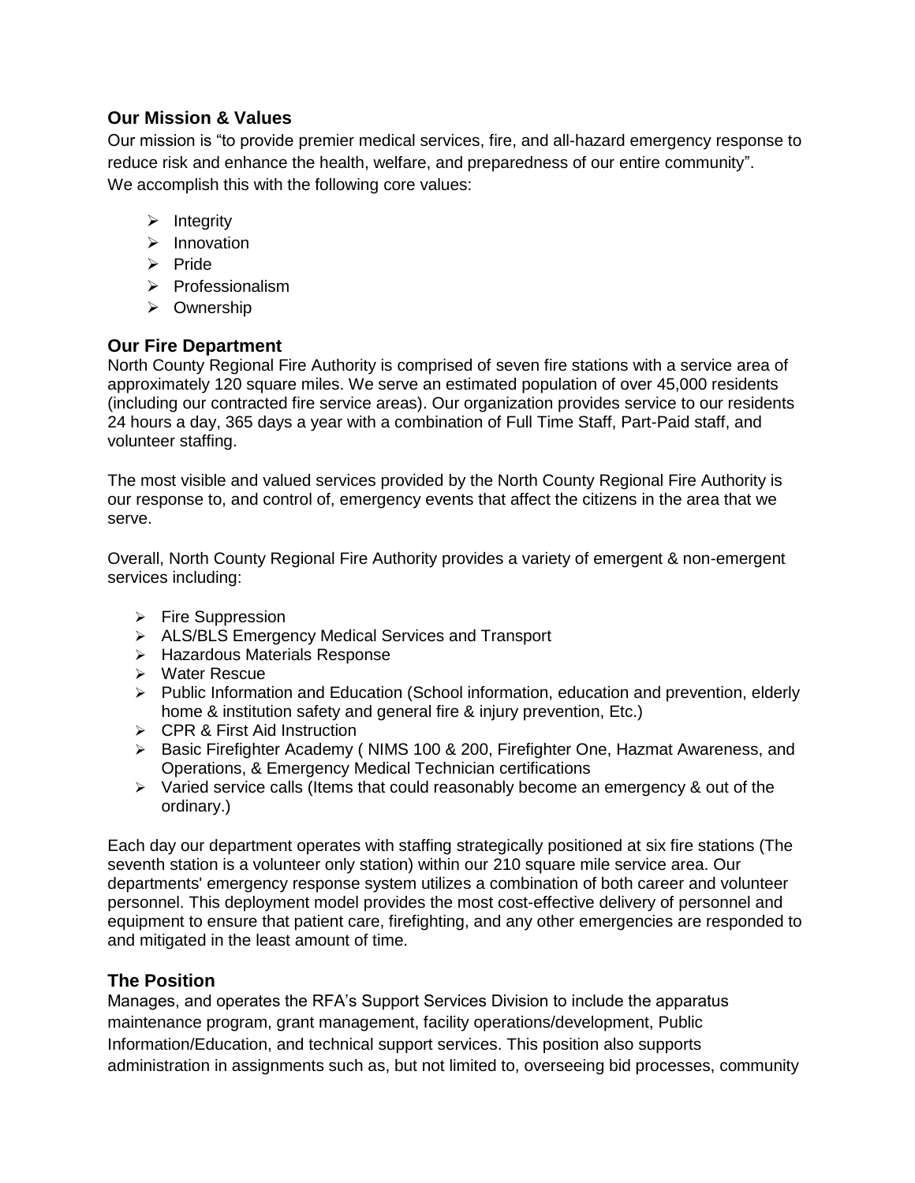## Our Mission & Values

Our mission is "to provide premier medical services, fire, and all-hazard emergency response to reduce risk and enhance the health, welfare, and preparedness of our entire community".
We accomplish this with the following core values:

- Integrity
- Innovation
- Pride
- Professionalism
- Ownership

## Our Fire Department

North County Regional Fire Authority is comprised of seven fire stations with a service area of approximately 120 square miles. We serve an estimated population of over 45,000 residents (including our contracted fire service areas). Our organization provides service to our residents 24 hours a day, 365 days a year with a combination of Full Time Staff, Part-Paid staff, and volunteer staffing.

The most visible and valued services provided by the North County Regional Fire Authority is our response to, and control of, emergency events that affect the citizens in the area that we serve.

Overall, North County Regional Fire Authority provides a variety of emergent & non-emergent services including:

- Fire Suppression
- ALS/BLS Emergency Medical Services and Transport
- Hazardous Materials Response
- Water Rescue
- Public Information and Education (School information, education and prevention, elderly home & institution safety and general fire & injury prevention, Etc.)
- CPR & First Aid Instruction
- Basic Firefighter Academy ( NIMS 100 & 200, Firefighter One, Hazmat Awareness, and Operations, & Emergency Medical Technician certifications
- Varied service calls (Items that could reasonably become an emergency & out of the ordinary.)

Each day our department operates with staffing strategically positioned at six fire stations (The seventh station is a volunteer only station) within our 210 square mile service area. Our departments' emergency response system utilizes a combination of both career and volunteer personnel. This deployment model provides the most cost-effective delivery of personnel and equipment to ensure that patient care, firefighting, and any other emergencies are responded to and mitigated in the least amount of time.

## The Position

Manages, and operates the RFA's Support Services Division to include the apparatus maintenance program, grant management, facility operations/development, Public Information/Education, and technical support services. This position also supports administration in assignments such as, but not limited to, overseeing bid processes, community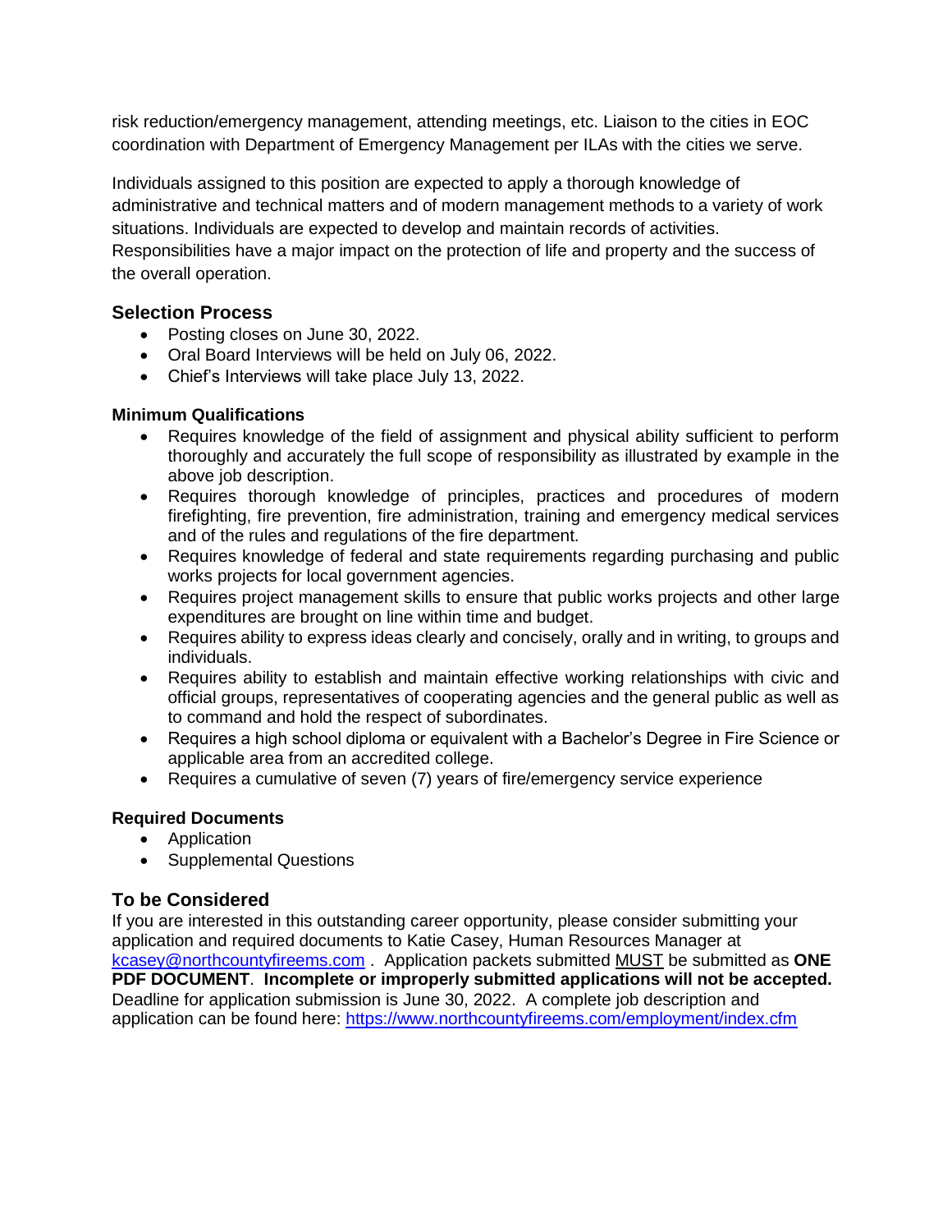risk reduction/emergency management, attending meetings, etc. Liaison to the cities in EOC coordination with Department of Emergency Management per ILAs with the cities we serve.

Individuals assigned to this position are expected to apply a thorough knowledge of administrative and technical matters and of modern management methods to a variety of work situations. Individuals are expected to develop and maintain records of activities. Responsibilities have a major impact on the protection of life and property and the success of the overall operation.

## Selection Process

- Posting closes on June 30, 2022.
- Oral Board Interviews will be held on July 06, 2022.
- Chief's Interviews will take place July 13, 2022.

### Minimum Qualifications

- Requires knowledge of the field of assignment and physical ability sufficient to perform thoroughly and accurately the full scope of responsibility as illustrated by example in the above job description.
- Requires thorough knowledge of principles, practices and procedures of modern firefighting, fire prevention, fire administration, training and emergency medical services and of the rules and regulations of the fire department.
- Requires knowledge of federal and state requirements regarding purchasing and public works projects for local government agencies.
- Requires project management skills to ensure that public works projects and other large expenditures are brought on line within time and budget.
- Requires ability to express ideas clearly and concisely, orally and in writing, to groups and individuals.
- Requires ability to establish and maintain effective working relationships with civic and official groups, representatives of cooperating agencies and the general public as well as to command and hold the respect of subordinates.
- Requires a high school diploma or equivalent with a Bachelor's Degree in Fire Science or applicable area from an accredited college.
- Requires a cumulative of seven (7) years of fire/emergency service experience

### Required Documents

- Application
- Supplemental Questions

## To be Considered

If you are interested in this outstanding career opportunity, please consider submitting your application and required documents to Katie Casey, Human Resources Manager at [kcasey@northcountyfireems.com](mailto:kcasey@northcountyfireems.com) . Application packets submitted MUST be submitted as **ONE PDF DOCUMENT**. **Incomplete or improperly submitted applications will not be accepted.** Deadline for application submission is June 30, 2022. A complete job description and application can be found here: [https://www.northcountyfireems.com/employment/index.cfm](https://www.northcountyfireems.com/employment/index.cfm)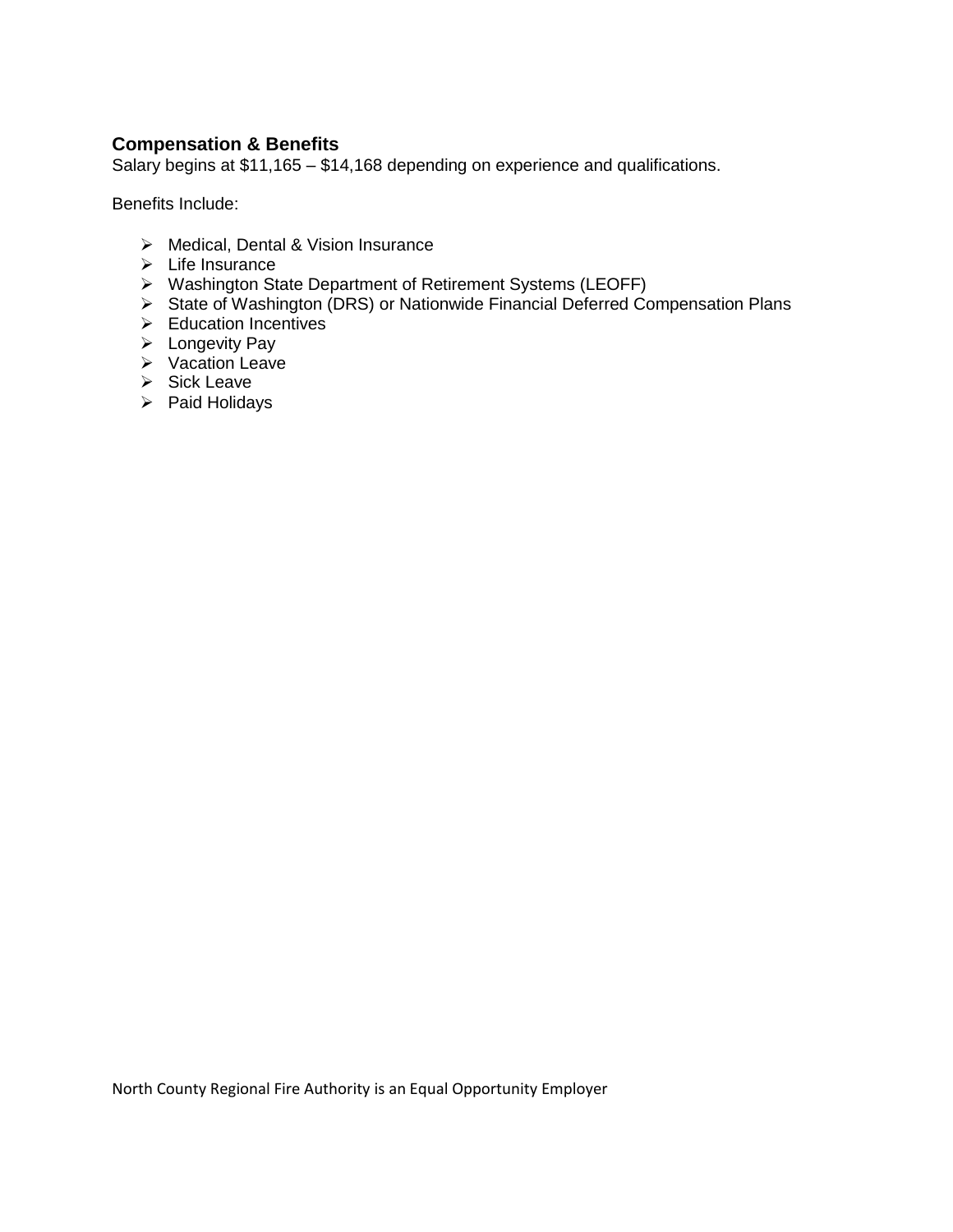### Compensation & Benefits

Salary begins at $11,165 – $14,168 depending on experience and qualifications.

Benefits Include:

- Medical, Dental & Vision Insurance
- Life Insurance
- Washington State Department of Retirement Systems (LEOFF)
- State of Washington (DRS) or Nationwide Financial Deferred Compensation Plans
- Education Incentives
- Longevity Pay
- Vacation Leave
- Sick Leave
- Paid Holidays

North County Regional Fire Authority is an Equal Opportunity Employer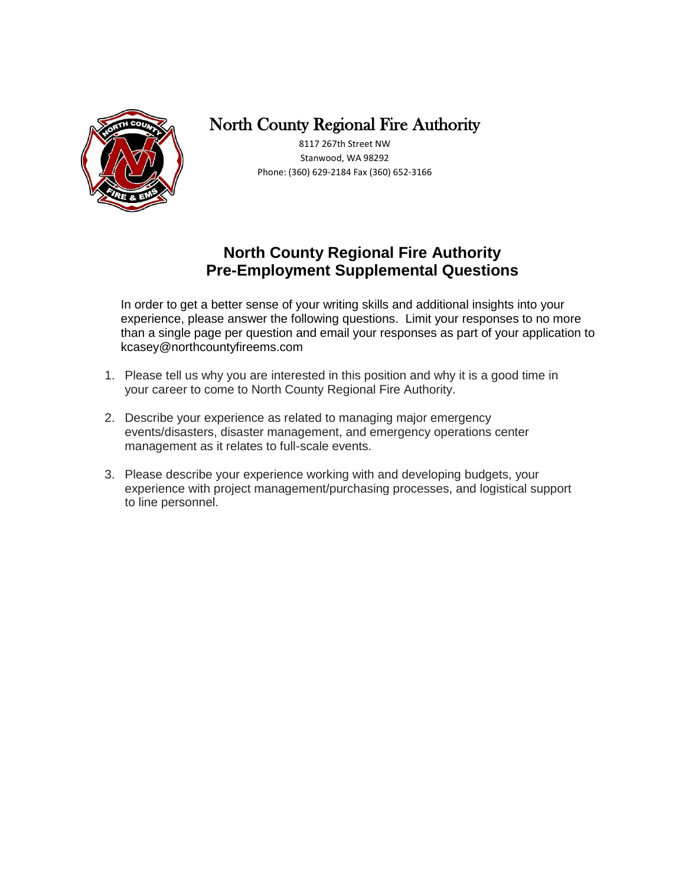# North County Regional Fire Authority

8117 267th Street NW
Stanwood, WA 98292
Phone: (360) 629-2184 Fax (360) 652-3166

## North County Regional Fire Authority
## Pre-Employment Supplemental Questions

In order to get a better sense of your writing skills and additional insights into your experience, please answer the following questions. Limit your responses to no more than a single page per question and email your responses as part of your application to kcasey@northcountyfireems.com

1. Please tell us why you are interested in this position and why it is a good time in your career to come to North County Regional Fire Authority.
2. Describe your experience as related to managing major emergency events/disasters, disaster management, and emergency operations center management as it relates to full-scale events.
3. Please describe your experience working with and developing budgets, your experience with project management/purchasing processes, and logistical support to line personnel.